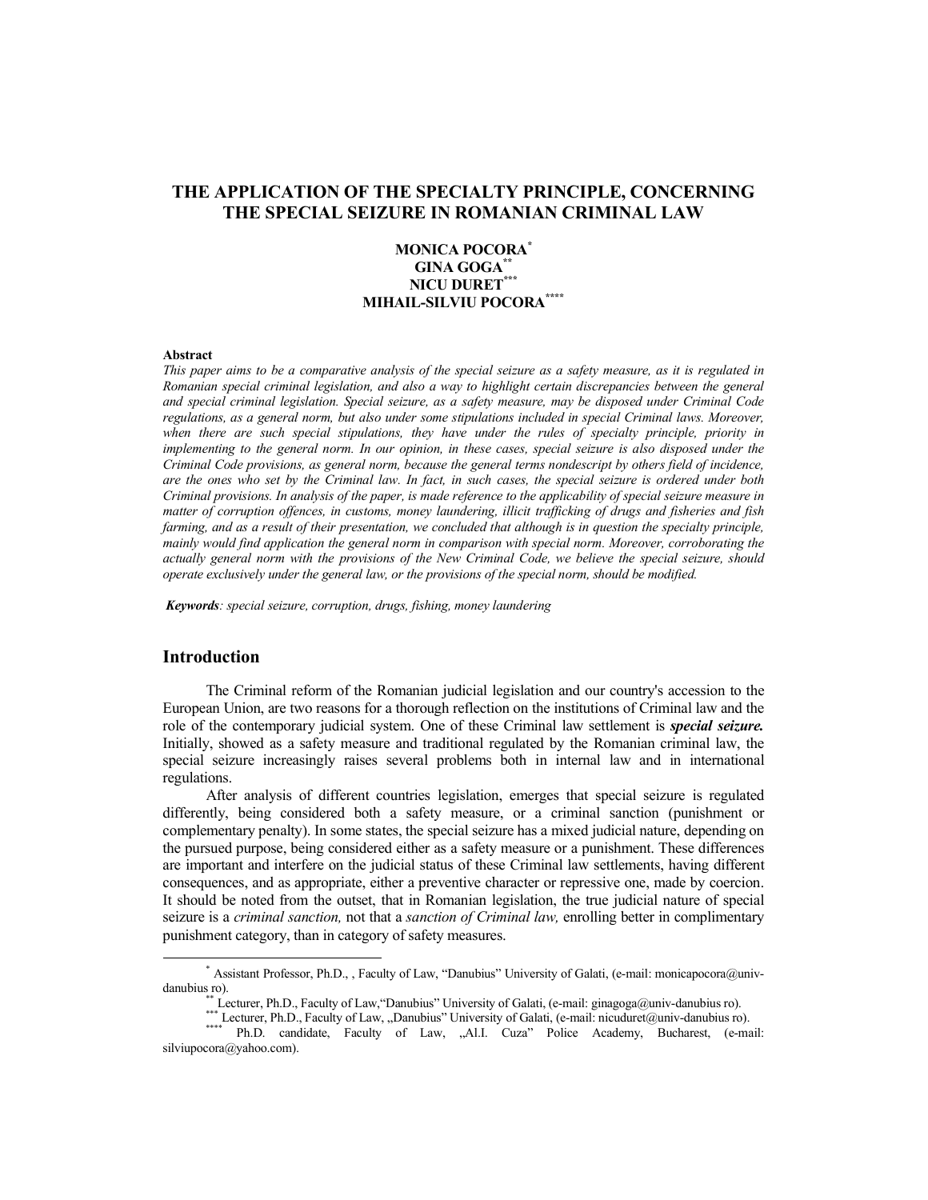# THE APPLICATION OF THE SPECIALTY PRINCIPLE, CONCERNING THE SPECIAL SEIZURE IN ROMANIAN CRIMINAL LAW

**MONICA POCORA[*]**
**GINA GOGA[**]**
**NICU DURET[***]**
**MIHAIL-SILVIU POCORA[****]**

**Abstract**

*This paper aims to be a comparative analysis of the special seizure as a safety measure, as it is regulated in Romanian special criminal legislation, and also a way to highlight certain discrepancies between the general and special criminal legislation. Special seizure, as a safety measure, may be disposed under Criminal Code regulations, as a general norm, but also under some stipulations included in special Criminal laws. Moreover, when there are such special stipulations, they have under the rules of specialty principle, priority in implementing to the general norm. In our opinion, in these cases, special seizure is also disposed under the Criminal Code provisions, as general norm, because the general terms nondescript by others field of incidence, are the ones who set by the Criminal law. In fact, in such cases, the special seizure is ordered under both Criminal provisions. In analysis of the paper, is made reference to the applicability of special seizure measure in matter of corruption offences, in customs, money laundering, illicit trafficking of drugs and fisheries and fish farming, and as a result of their presentation, we concluded that although is in question the specialty principle, mainly would find application the general norm in comparison with special norm. Moreover, corroborating the actually general norm with the provisions of the New Criminal Code, we believe the special seizure, should operate exclusively under the general law, or the provisions of the special norm, should be modified.*

***Keywords**: special seizure, corruption, drugs, fishing, money laundering*

## Introduction

The Criminal reform of the Romanian judicial legislation and our country's accession to the European Union, are two reasons for a thorough reflection on the institutions of Criminal law and the role of the contemporary judicial system. One of these Criminal law settlement is ***special seizure.*** Initially, showed as a safety measure and traditional regulated by the Romanian criminal law, the special seizure increasingly raises several problems both in internal law and in international regulations.

After analysis of different countries legislation, emerges that special seizure is regulated differently, being considered both a safety measure, or a criminal sanction (punishment or complementary penalty). In some states, the special seizure has a mixed judicial nature, depending on the pursued purpose, being considered either as a safety measure or a punishment. These differences are important and interfere on the judicial status of these Criminal law settlements, having different consequences, and as appropriate, either a preventive character or repressive one, made by coercion. It should be noted from the outset, that in Romanian legislation, the true judicial nature of special seizure is a *criminal sanction,* not that a *sanction of Criminal law,* enrolling better in complimentary punishment category, than in category of safety measures.

---

[*] Assistant Professor, Ph.D., , Faculty of Law, "Danubius" University of Galati, (e-mail: monicapocora@univ-danubius ro).

[**] Lecturer, Ph.D., Faculty of Law,"Danubius" University of Galati, (e-mail: ginagoga@univ-danubius ro).

[***] Lecturer, Ph.D., Faculty of Law, „Danubius" University of Galati, (e-mail: nicuduret@univ-danubius ro).

[****] Ph.D. candidate, Faculty of Law, „Al.I. Cuza" Police Academy, Bucharest, (e-mail: silviupocora@yahoo.com).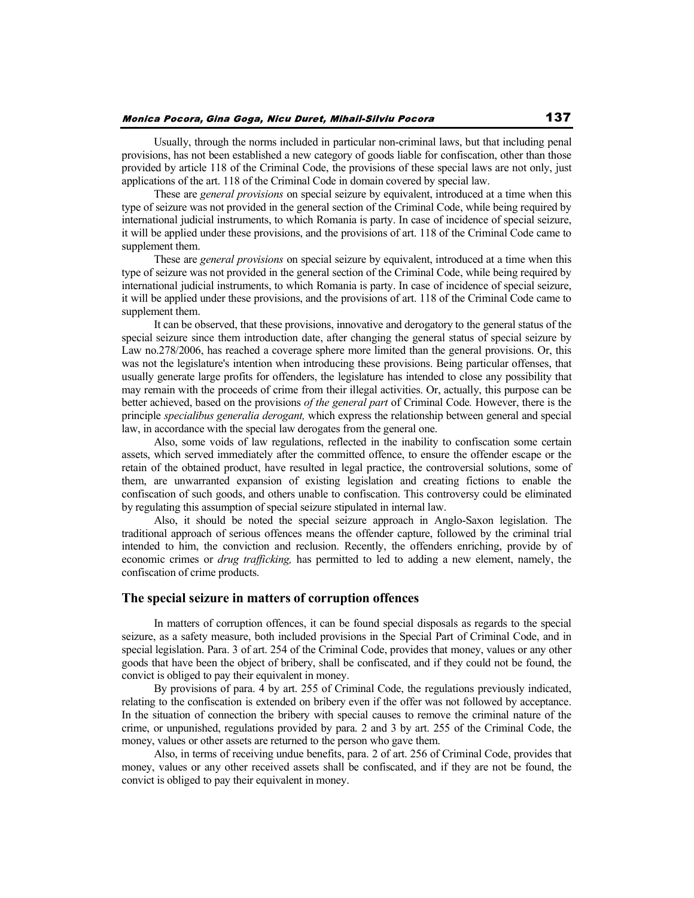Usually, through the norms included in particular non-criminal laws, but that including penal provisions, has not been established a new category of goods liable for confiscation, other than those provided by article 118 of the Criminal Code, the provisions of these special laws are not only, just applications of the art. 118 of the Criminal Code in domain covered by special law.

These are *general provisions* on special seizure by equivalent, introduced at a time when this type of seizure was not provided in the general section of the Criminal Code, while being required by international judicial instruments, to which Romania is party. In case of incidence of special seizure, it will be applied under these provisions, and the provisions of art. 118 of the Criminal Code came to supplement them.

These are *general provisions* on special seizure by equivalent, introduced at a time when this type of seizure was not provided in the general section of the Criminal Code, while being required by international judicial instruments, to which Romania is party. In case of incidence of special seizure, it will be applied under these provisions, and the provisions of art. 118 of the Criminal Code came to supplement them.

It can be observed, that these provisions, innovative and derogatory to the general status of the special seizure since them introduction date, after changing the general status of special seizure by Law no.278/2006, has reached a coverage sphere more limited than the general provisions. Or, this was not the legislature's intention when introducing these provisions. Being particular offenses, that usually generate large profits for offenders, the legislature has intended to close any possibility that may remain with the proceeds of crime from their illegal activities. Or, actually, this purpose can be better achieved, based on the provisions *of the general part* of Criminal Code. However, there is the principle *specialibus generalia derogant,* which express the relationship between general and special law, in accordance with the special law derogates from the general one.

Also, some voids of law regulations, reflected in the inability to confiscation some certain assets, which served immediately after the committed offence, to ensure the offender escape or the retain of the obtained product, have resulted in legal practice, the controversial solutions, some of them, are unwarranted expansion of existing legislation and creating fictions to enable the confiscation of such goods, and others unable to confiscation. This controversy could be eliminated by regulating this assumption of special seizure stipulated in internal law.

Also, it should be noted the special seizure approach in Anglo-Saxon legislation. The traditional approach of serious offences means the offender capture, followed by the criminal trial intended to him, the conviction and reclusion. Recently, the offenders enriching, provide by of economic crimes or *drug trafficking,* has permitted to led to adding a new element, namely, the confiscation of crime products.

## The special seizure in matters of corruption offences

In matters of corruption offences, it can be found special disposals as regards to the special seizure, as a safety measure, both included provisions in the Special Part of Criminal Code, and in special legislation. Para. 3 of art. 254 of the Criminal Code, provides that money, values or any other goods that have been the object of bribery, shall be confiscated, and if they could not be found, the convict is obliged to pay their equivalent in money.

By provisions of para. 4 by art. 255 of Criminal Code, the regulations previously indicated, relating to the confiscation is extended on bribery even if the offer was not followed by acceptance. In the situation of connection the bribery with special causes to remove the criminal nature of the crime, or unpunished, regulations provided by para. 2 and 3 by art. 255 of the Criminal Code, the money, values or other assets are returned to the person who gave them.

Also, in terms of receiving undue benefits, para. 2 of art. 256 of Criminal Code, provides that money, values or any other received assets shall be confiscated, and if they are not be found, the convict is obliged to pay their equivalent in money.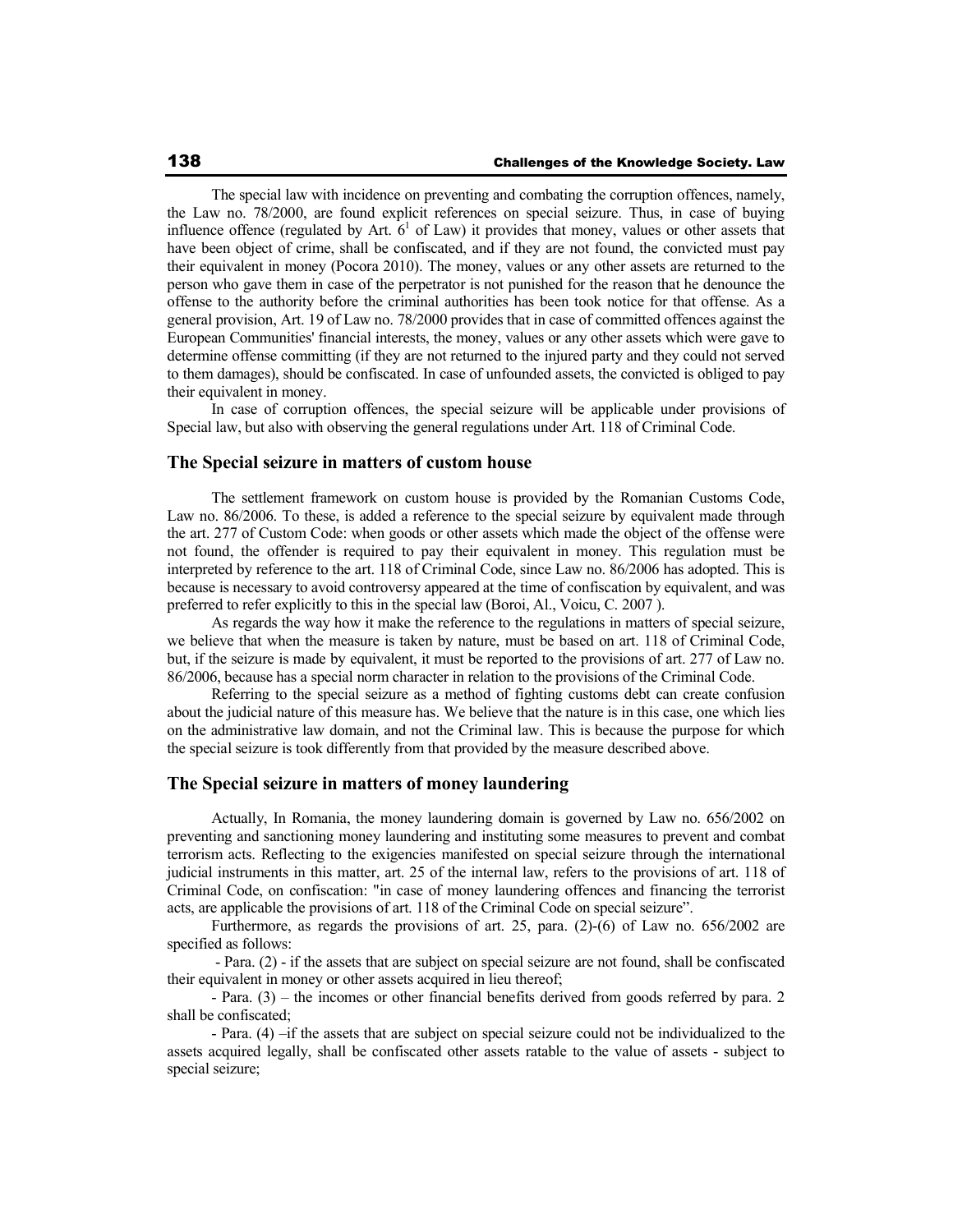The special law with incidence on preventing and combating the corruption offences, namely, the Law no. 78/2000, are found explicit references on special seizure. Thus, in case of buying influence offence (regulated by Art. $6^1$ of Law) it provides that money, values or other assets that have been object of crime, shall be confiscated, and if they are not found, the convicted must pay their equivalent in money (Pocora 2010). The money, values or any other assets are returned to the person who gave them in case of the perpetrator is not punished for the reason that he denounce the offense to the authority before the criminal authorities has been took notice for that offense. As a general provision, Art. 19 of Law no. 78/2000 provides that in case of committed offences against the European Communities' financial interests, the money, values or any other assets which were gave to determine offense committing (if they are not returned to the injured party and they could not served to them damages), should be confiscated. In case of unfounded assets, the convicted is obliged to pay their equivalent in money.

In case of corruption offences, the special seizure will be applicable under provisions of Special law, but also with observing the general regulations under Art. 118 of Criminal Code.

## The Special seizure in matters of custom house

The settlement framework on custom house is provided by the Romanian Customs Code, Law no. 86/2006. To these, is added a reference to the special seizure by equivalent made through the art. 277 of Custom Code: when goods or other assets which made the object of the offense were not found, the offender is required to pay their equivalent in money. This regulation must be interpreted by reference to the art. 118 of Criminal Code, since Law no. 86/2006 has adopted. This is because is necessary to avoid controversy appeared at the time of confiscation by equivalent, and was preferred to refer explicitly to this in the special law (Boroi, Al., Voicu, C. 2007 ).

As regards the way how it make the reference to the regulations in matters of special seizure, we believe that when the measure is taken by nature, must be based on art. 118 of Criminal Code, but, if the seizure is made by equivalent, it must be reported to the provisions of art. 277 of Law no. 86/2006, because has a special norm character in relation to the provisions of the Criminal Code.

Referring to the special seizure as a method of fighting customs debt can create confusion about the judicial nature of this measure has. We believe that the nature is in this case, one which lies on the administrative law domain, and not the Criminal law. This is because the purpose for which the special seizure is took differently from that provided by the measure described above.

## The Special seizure in matters of money laundering

Actually, In Romania, the money laundering domain is governed by Law no. 656/2002 on preventing and sanctioning money laundering and instituting some measures to prevent and combat terrorism acts. Reflecting to the exigencies manifested on special seizure through the international judicial instruments in this matter, art. 25 of the internal law, refers to the provisions of art. 118 of Criminal Code, on confiscation: "in case of money laundering offences and financing the terrorist acts, are applicable the provisions of art. 118 of the Criminal Code on special seizure".

Furthermore, as regards the provisions of art. 25, para. (2)-(6) of Law no. 656/2002 are specified as follows:

- Para. (2) - if the assets that are subject on special seizure are not found, shall be confiscated their equivalent in money or other assets acquired in lieu thereof;
- Para. (3) – the incomes or other financial benefits derived from goods referred by para. 2 shall be confiscated;
- Para. (4) –if the assets that are subject on special seizure could not be individualized to the assets acquired legally, shall be confiscated other assets ratable to the value of assets - subject to special seizure;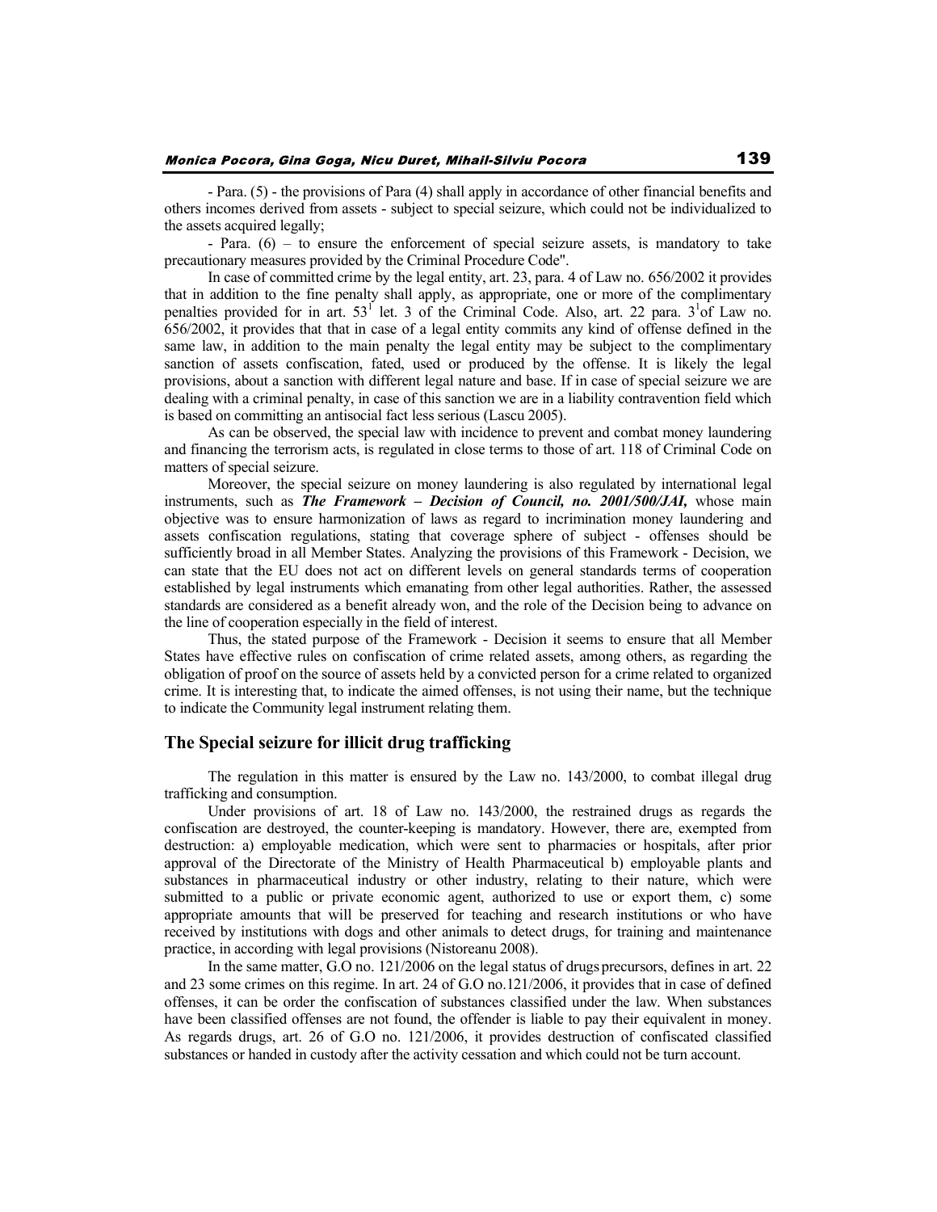- Para. (5) - the provisions of Para (4) shall apply in accordance of other financial benefits and others incomes derived from assets - subject to special seizure, which could not be individualized to the assets acquired legally;

- Para. (6) – to ensure the enforcement of special seizure assets, is mandatory to take precautionary measures provided by the Criminal Procedure Code".

In case of committed crime by the legal entity, art. 23, para. 4 of Law no. 656/2002 it provides that in addition to the fine penalty shall apply, as appropriate, one or more of the complimentary penalties provided for in art. $53^1$ let. 3 of the Criminal Code. Also, art. 22 para. $3^1$of Law no. 656/2002, it provides that that in case of a legal entity commits any kind of offense defined in the same law, in addition to the main penalty the legal entity may be subject to the complimentary sanction of assets confiscation, fated, used or produced by the offense. It is likely the legal provisions, about a sanction with different legal nature and base. If in case of special seizure we are dealing with a criminal penalty, in case of this sanction we are in a liability contravention field which is based on committing an antisocial fact less serious (Lascu 2005).

As can be observed, the special law with incidence to prevent and combat money laundering and financing the terrorism acts, is regulated in close terms to those of art. 118 of Criminal Code on matters of special seizure.

Moreover, the special seizure on money laundering is also regulated by international legal instruments, such as ***The Framework – Decision of Council, no. 2001/500/JAI,*** whose main objective was to ensure harmonization of laws as regard to incrimination money laundering and assets confiscation regulations, stating that coverage sphere of subject - offenses should be sufficiently broad in all Member States. Analyzing the provisions of this Framework - Decision, we can state that the EU does not act on different levels on general standards terms of cooperation established by legal instruments which emanating from other legal authorities. Rather, the assessed standards are considered as a benefit already won, and the role of the Decision being to advance on the line of cooperation especially in the field of interest.

Thus, the stated purpose of the Framework - Decision it seems to ensure that all Member States have effective rules on confiscation of crime related assets, among others, as regarding the obligation of proof on the source of assets held by a convicted person for a crime related to organized crime. It is interesting that, to indicate the aimed offenses, is not using their name, but the technique to indicate the Community legal instrument relating them.

## The Special seizure for illicit drug trafficking

The regulation in this matter is ensured by the Law no. 143/2000, to combat illegal drug trafficking and consumption.

Under provisions of art. 18 of Law no. 143/2000, the restrained drugs as regards the confiscation are destroyed, the counter-keeping is mandatory. However, there are, exempted from destruction: a) employable medication, which were sent to pharmacies or hospitals, after prior approval of the Directorate of the Ministry of Health Pharmaceutical b) employable plants and substances in pharmaceutical industry or other industry, relating to their nature, which were submitted to a public or private economic agent, authorized to use or export them, c) some appropriate amounts that will be preserved for teaching and research institutions or who have received by institutions with dogs and other animals to detect drugs, for training and maintenance practice, in according with legal provisions (Nistoreanu 2008).

In the same matter, G.O no. 121/2006 on the legal status of drugs precursors, defines in art. 22 and 23 some crimes on this regime. In art. 24 of G.O no.121/2006, it provides that in case of defined offenses, it can be order the confiscation of substances classified under the law. When substances have been classified offenses are not found, the offender is liable to pay their equivalent in money. As regards drugs, art. 26 of G.O no. 121/2006, it provides destruction of confiscated classified substances or handed in custody after the activity cessation and which could not be turn account.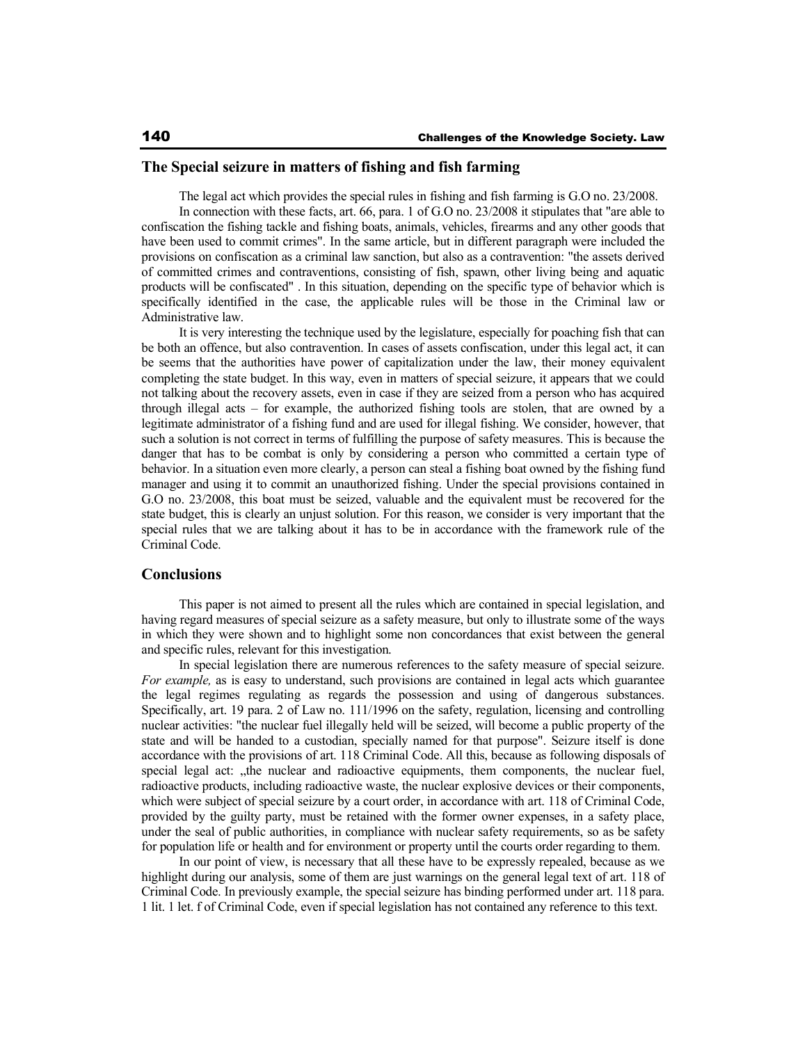## The Special seizure in matters of fishing and fish farming

The legal act which provides the special rules in fishing and fish farming is G.O no. 23/2008.

In connection with these facts, art. 66, para. 1 of G.O no. 23/2008 it stipulates that "are able to confiscation the fishing tackle and fishing boats, animals, vehicles, firearms and any other goods that have been used to commit crimes". In the same article, but in different paragraph were included the provisions on confiscation as a criminal law sanction, but also as a contravention: "the assets derived of committed crimes and contraventions, consisting of fish, spawn, other living being and aquatic products will be confiscated" . In this situation, depending on the specific type of behavior which is specifically identified in the case, the applicable rules will be those in the Criminal law or Administrative law.

It is very interesting the technique used by the legislature, especially for poaching fish that can be both an offence, but also contravention. In cases of assets confiscation, under this legal act, it can be seems that the authorities have power of capitalization under the law, their money equivalent completing the state budget. In this way, even in matters of special seizure, it appears that we could not talking about the recovery assets, even in case if they are seized from a person who has acquired through illegal acts – for example, the authorized fishing tools are stolen, that are owned by a legitimate administrator of a fishing fund and are used for illegal fishing. We consider, however, that such a solution is not correct in terms of fulfilling the purpose of safety measures. This is because the danger that has to be combat is only by considering a person who committed a certain type of behavior. In a situation even more clearly, a person can steal a fishing boat owned by the fishing fund manager and using it to commit an unauthorized fishing. Under the special provisions contained in G.O no. 23/2008, this boat must be seized, valuable and the equivalent must be recovered for the state budget, this is clearly an unjust solution. For this reason, we consider is very important that the special rules that we are talking about it has to be in accordance with the framework rule of the Criminal Code.

## Conclusions

This paper is not aimed to present all the rules which are contained in special legislation, and having regard measures of special seizure as a safety measure, but only to illustrate some of the ways in which they were shown and to highlight some non concordances that exist between the general and specific rules, relevant for this investigation.

In special legislation there are numerous references to the safety measure of special seizure. *For example,* as is easy to understand, such provisions are contained in legal acts which guarantee the legal regimes regulating as regards the possession and using of dangerous substances. Specifically, art. 19 para. 2 of Law no. 111/1996 on the safety, regulation, licensing and controlling nuclear activities: "the nuclear fuel illegally held will be seized, will become a public property of the state and will be handed to a custodian, specially named for that purpose". Seizure itself is done accordance with the provisions of art. 118 Criminal Code. All this, because as following disposals of special legal act: „the nuclear and radioactive equipments, them components, the nuclear fuel, radioactive products, including radioactive waste, the nuclear explosive devices or their components, which were subject of special seizure by a court order, in accordance with art. 118 of Criminal Code, provided by the guilty party, must be retained with the former owner expenses, in a safety place, under the seal of public authorities, in compliance with nuclear safety requirements, so as be safety for population life or health and for environment or property until the courts order regarding to them.

In our point of view, is necessary that all these have to be expressly repealed, because as we highlight during our analysis, some of them are just warnings on the general legal text of art. 118 of Criminal Code. In previously example, the special seizure has binding performed under art. 118 para. 1 lit. 1 let. f of Criminal Code, even if special legislation has not contained any reference to this text.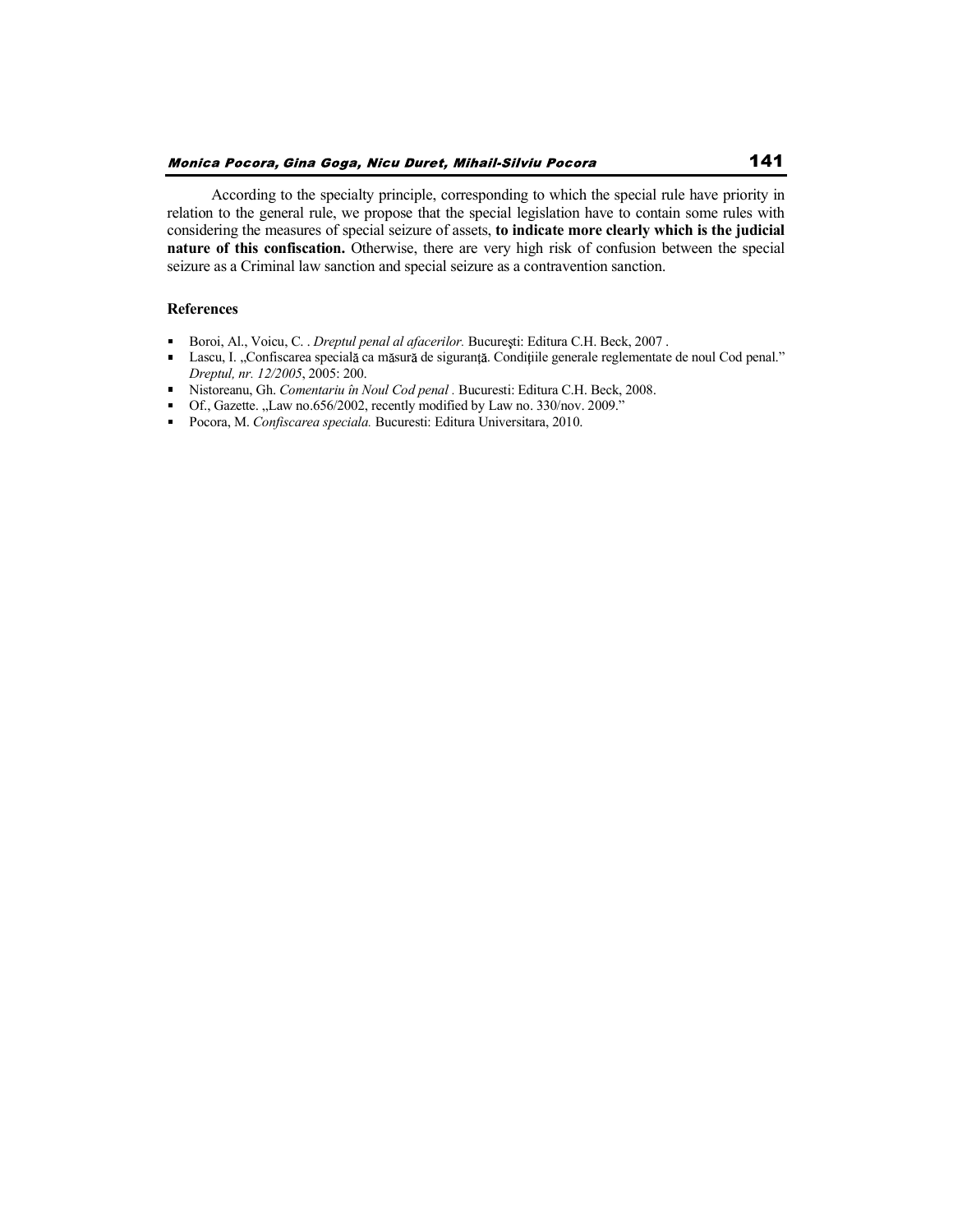According to the specialty principle, corresponding to which the special rule have priority in relation to the general rule, we propose that the special legislation have to contain some rules with considering the measures of special seizure of assets, **to indicate more clearly which is the judicial nature of this confiscation.** Otherwise, there are very high risk of confusion between the special seizure as a Criminal law sanction and special seizure as a contravention sanction.

## References

- Boroi, Al., Voicu, C. . *Dreptul penal al afacerilor.* Bucureşti: Editura C.H. Beck, 2007 .
- Lascu, I. „Confiscarea specială ca măsură de siguranţă. Condiţiile generale reglementate de noul Cod penal." *Dreptul, nr. 12/2005*, 2005: 200.
- Nistoreanu, Gh. *Comentariu în Noul Cod penal .* Bucuresti: Editura C.H. Beck, 2008.
- Of., Gazette. „Law no.656/2002, recently modified by Law no. 330/nov. 2009."
- Pocora, M. *Confiscarea speciala.* Bucuresti: Editura Universitara, 2010.